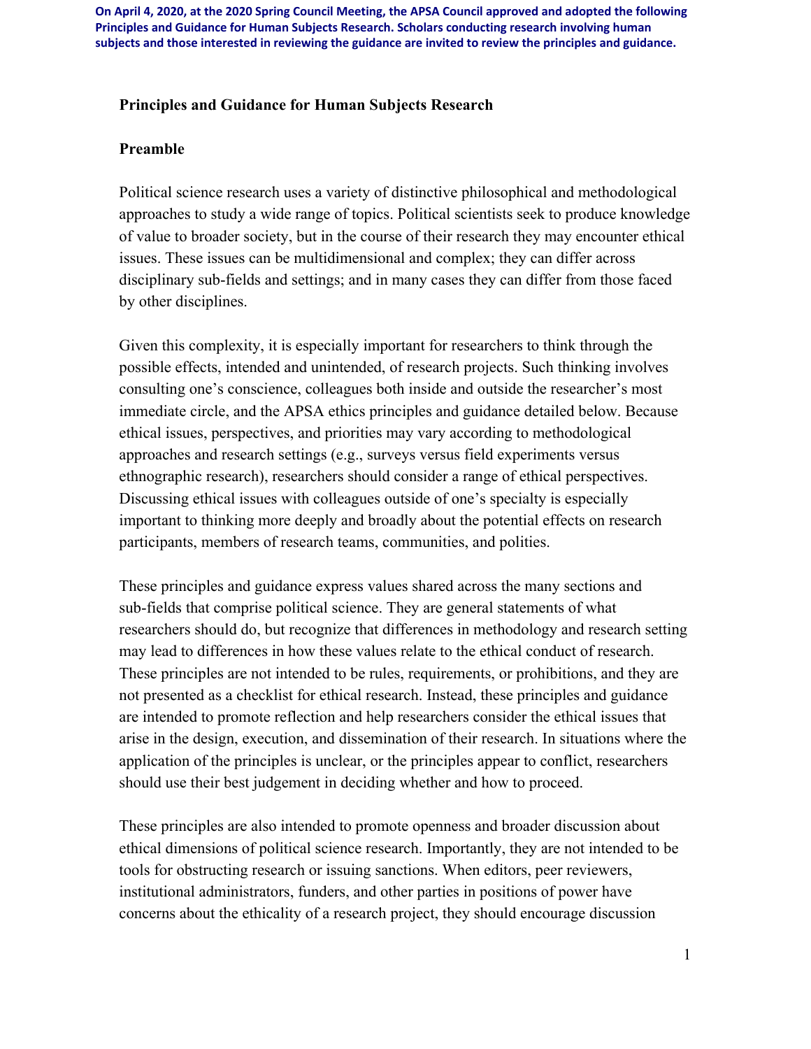**On April 4, 2020, at the 2020 Spring Council Meeting, the APSA Council approved and adopted the following Principles and Guidance for Human Subjects Research. Scholars conducting research involving human subjects and those interested in reviewing the guidance are invited to review the principles and guidance.**

# Principles and Guidance for Human Subjects Research

## Preamble

Political science research uses a variety of distinctive philosophical and methodological approaches to study a wide range of topics. Political scientists seek to produce knowledge of value to broader society, but in the course of their research they may encounter ethical issues. These issues can be multidimensional and complex; they can differ across disciplinary sub-fields and settings; and in many cases they can differ from those faced by other disciplines.

Given this complexity, it is especially important for researchers to think through the possible effects, intended and unintended, of research projects. Such thinking involves consulting one's conscience, colleagues both inside and outside the researcher's most immediate circle, and the APSA ethics principles and guidance detailed below. Because ethical issues, perspectives, and priorities may vary according to methodological approaches and research settings (e.g., surveys versus field experiments versus ethnographic research), researchers should consider a range of ethical perspectives. Discussing ethical issues with colleagues outside of one's specialty is especially important to thinking more deeply and broadly about the potential effects on research participants, members of research teams, communities, and polities.

These principles and guidance express values shared across the many sections and sub-fields that comprise political science. They are general statements of what researchers should do, but recognize that differences in methodology and research setting may lead to differences in how these values relate to the ethical conduct of research. These principles are not intended to be rules, requirements, or prohibitions, and they are not presented as a checklist for ethical research. Instead, these principles and guidance are intended to promote reflection and help researchers consider the ethical issues that arise in the design, execution, and dissemination of their research. In situations where the application of the principles is unclear, or the principles appear to conflict, researchers should use their best judgement in deciding whether and how to proceed.

These principles are also intended to promote openness and broader discussion about ethical dimensions of political science research. Importantly, they are not intended to be tools for obstructing research or issuing sanctions. When editors, peer reviewers, institutional administrators, funders, and other parties in positions of power have concerns about the ethicality of a research project, they should encourage discussion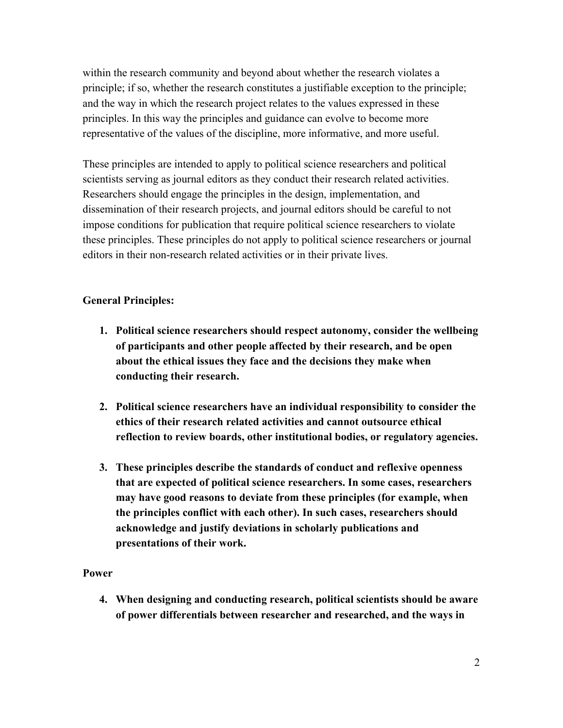within the research community and beyond about whether the research violates a principle; if so, whether the research constitutes a justifiable exception to the principle; and the way in which the research project relates to the values expressed in these principles. In this way the principles and guidance can evolve to become more representative of the values of the discipline, more informative, and more useful.

These principles are intended to apply to political science researchers and political scientists serving as journal editors as they conduct their research related activities. Researchers should engage the principles in the design, implementation, and dissemination of their research projects, and journal editors should be careful to not impose conditions for publication that require political science researchers to violate these principles. These principles do not apply to political science researchers or journal editors in their non-research related activities or in their private lives.

**General Principles:**

1. **Political science researchers should respect autonomy, consider the wellbeing of participants and other people affected by their research, and be open about the ethical issues they face and the decisions they make when conducting their research.**

2. **Political science researchers have an individual responsibility to consider the ethics of their research related activities and cannot outsource ethical reflection to review boards, other institutional bodies, or regulatory agencies.**

3. **These principles describe the standards of conduct and reflexive openness that are expected of political science researchers. In some cases, researchers may have good reasons to deviate from these principles (for example, when the principles conflict with each other). In such cases, researchers should acknowledge and justify deviations in scholarly publications and presentations of their work.**

**Power**

4. **When designing and conducting research, political scientists should be aware of power differentials between researcher and researched, and the ways in**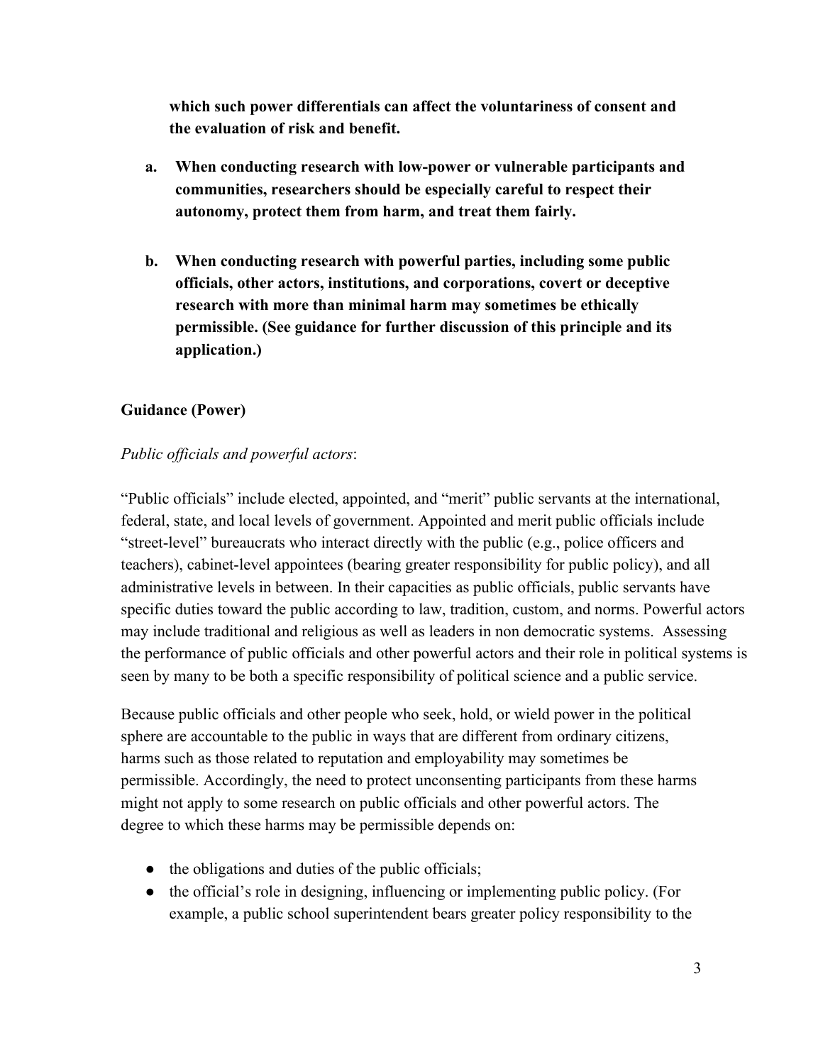**which such power differentials can affect the voluntariness of consent and the evaluation of risk and benefit.**

a. **When conducting research with low-power or vulnerable participants and communities, researchers should be especially careful to respect their autonomy, protect them from harm, and treat them fairly.**

b. **When conducting research with powerful parties, including some public officials, other actors, institutions, and corporations, covert or deceptive research with more than minimal harm may sometimes be ethically permissible. (See guidance for further discussion of this principle and its application.)**

**Guidance (Power)**

*Public officials and powerful actors*:

"Public officials" include elected, appointed, and "merit" public servants at the international, federal, state, and local levels of government. Appointed and merit public officials include "street-level" bureaucrats who interact directly with the public (e.g., police officers and teachers), cabinet-level appointees (bearing greater responsibility for public policy), and all administrative levels in between. In their capacities as public officials, public servants have specific duties toward the public according to law, tradition, custom, and norms. Powerful actors may include traditional and religious as well as leaders in non democratic systems. Assessing the performance of public officials and other powerful actors and their role in political systems is seen by many to be both a specific responsibility of political science and a public service.

Because public officials and other people who seek, hold, or wield power in the political sphere are accountable to the public in ways that are different from ordinary citizens, harms such as those related to reputation and employability may sometimes be permissible. Accordingly, the need to protect unconsenting participants from these harms might not apply to some research on public officials and other powerful actors. The degree to which these harms may be permissible depends on:

- the obligations and duties of the public officials;
- the official's role in designing, influencing or implementing public policy. (For example, a public school superintendent bears greater policy responsibility to the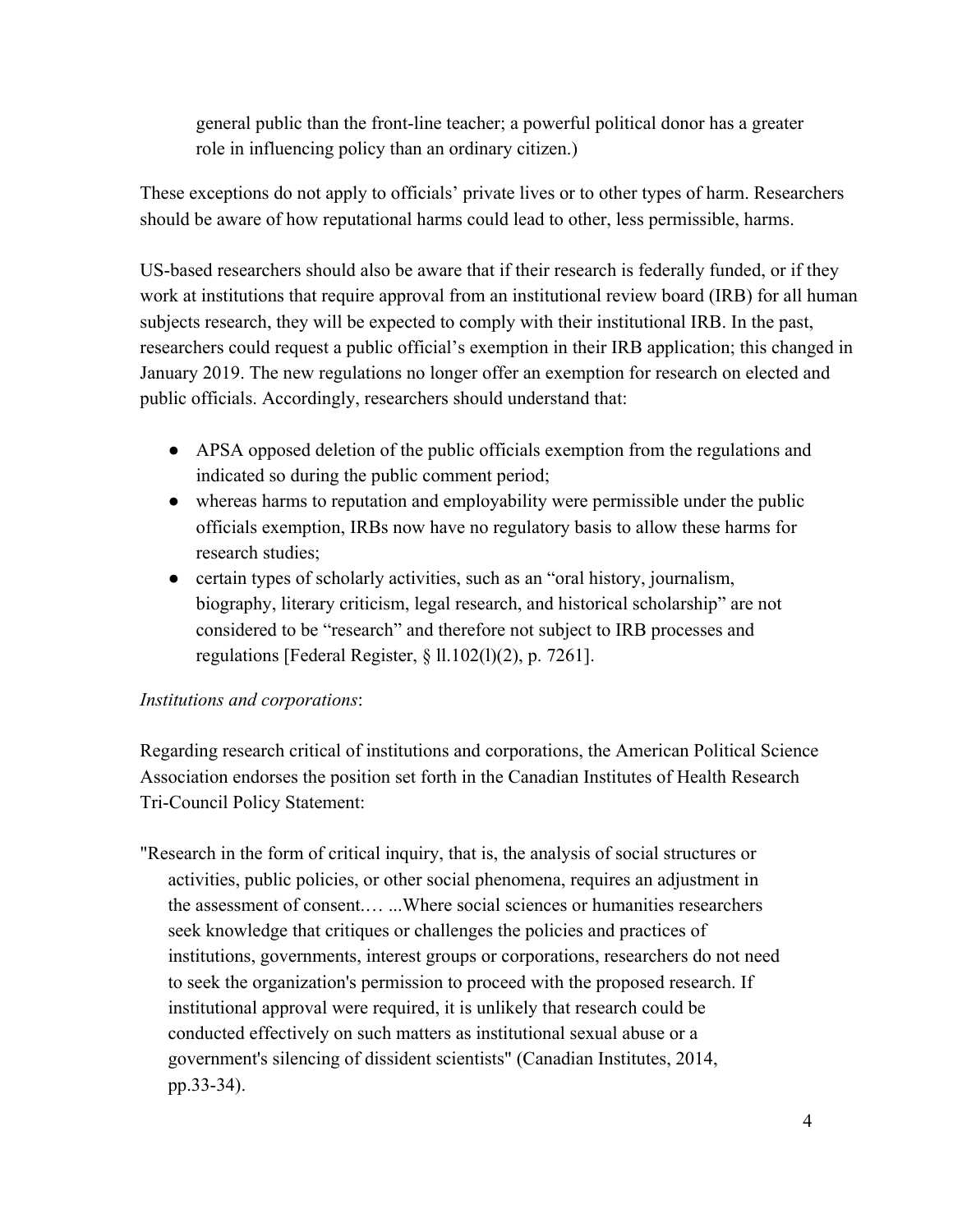general public than the front-line teacher; a powerful political donor has a greater role in influencing policy than an ordinary citizen.)

These exceptions do not apply to officials' private lives or to other types of harm. Researchers should be aware of how reputational harms could lead to other, less permissible, harms.

US-based researchers should also be aware that if their research is federally funded, or if they work at institutions that require approval from an institutional review board (IRB) for all human subjects research, they will be expected to comply with their institutional IRB. In the past, researchers could request a public official's exemption in their IRB application; this changed in January 2019. The new regulations no longer offer an exemption for research on elected and public officials. Accordingly, researchers should understand that:

- APSA opposed deletion of the public officials exemption from the regulations and indicated so during the public comment period;
- whereas harms to reputation and employability were permissible under the public officials exemption, IRBs now have no regulatory basis to allow these harms for research studies;
- certain types of scholarly activities, such as an "oral history, journalism, biography, literary criticism, legal research, and historical scholarship" are not considered to be "research" and therefore not subject to IRB processes and regulations [Federal Register, § ll.102(l)(2), p. 7261].

*Institutions and corporations*:

Regarding research critical of institutions and corporations, the American Political Science Association endorses the position set forth in the Canadian Institutes of Health Research Tri-Council Policy Statement:

"Research in the form of critical inquiry, that is, the analysis of social structures or activities, public policies, or other social phenomena, requires an adjustment in the assessment of consent.… ...Where social sciences or humanities researchers seek knowledge that critiques or challenges the policies and practices of institutions, governments, interest groups or corporations, researchers do not need to seek the organization's permission to proceed with the proposed research. If institutional approval were required, it is unlikely that research could be conducted effectively on such matters as institutional sexual abuse or a government's silencing of dissident scientists" (Canadian Institutes, 2014, pp.33-34).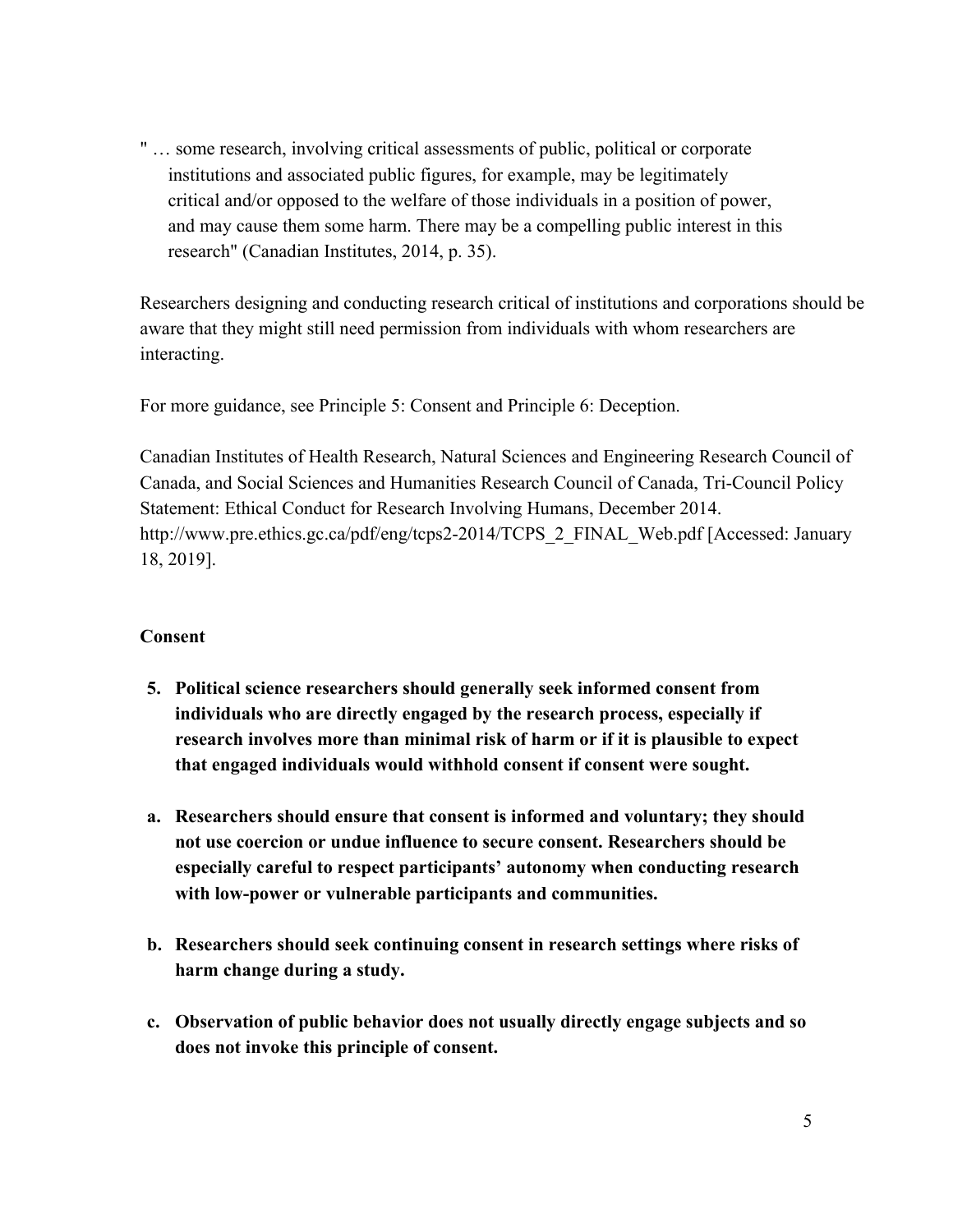> " … some research, involving critical assessments of public, political or corporate institutions and associated public figures, for example, may be legitimately critical and/or opposed to the welfare of those individuals in a position of power, and may cause them some harm. There may be a compelling public interest in this research" (Canadian Institutes, 2014, p. 35).

Researchers designing and conducting research critical of institutions and corporations should be aware that they might still need permission from individuals with whom researchers are interacting.

For more guidance, see Principle 5: Consent and Principle 6: Deception.

Canadian Institutes of Health Research, Natural Sciences and Engineering Research Council of Canada, and Social Sciences and Humanities Research Council of Canada, Tri-Council Policy Statement: Ethical Conduct for Research Involving Humans, December 2014. http://www.pre.ethics.gc.ca/pdf/eng/tcps2-2014/TCPS_2_FINAL_Web.pdf [Accessed: January 18, 2019].

**Consent**

**5. Political science researchers should generally seek informed consent from individuals who are directly engaged by the research process, especially if research involves more than minimal risk of harm or if it is plausible to expect that engaged individuals would withhold consent if consent were sought.**

**a. Researchers should ensure that consent is informed and voluntary; they should not use coercion or undue influence to secure consent. Researchers should be especially careful to respect participants' autonomy when conducting research with low-power or vulnerable participants and communities.**

**b. Researchers should seek continuing consent in research settings where risks of harm change during a study.**

**c. Observation of public behavior does not usually directly engage subjects and so does not invoke this principle of consent.**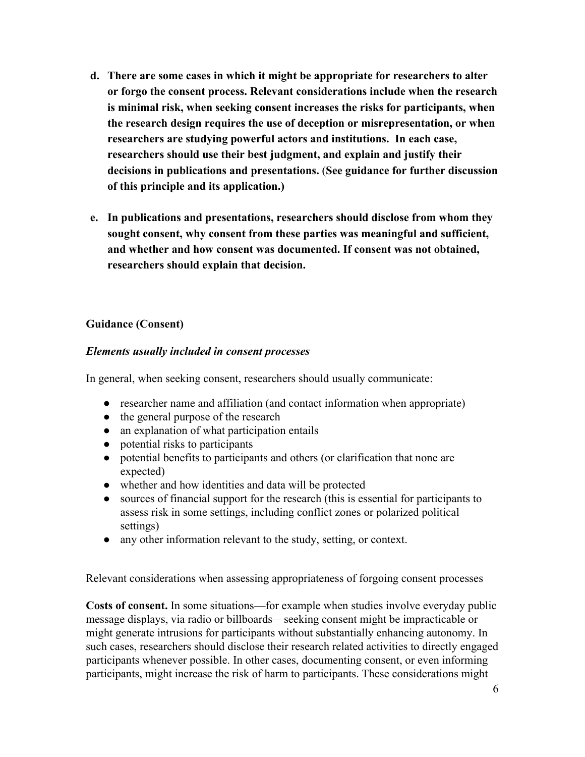d. **There are some cases in which it might be appropriate for researchers to alter or forgo the consent process. Relevant considerations include when the research is minimal risk, when seeking consent increases the risks for participants, when the research design requires the use of deception or misrepresentation, or when researchers are studying powerful actors and institutions. In each case, researchers should use their best judgment, and explain and justify their decisions in publications and presentations. (See guidance for further discussion of this principle and its application.)**

e. **In publications and presentations, researchers should disclose from whom they sought consent, why consent from these parties was meaningful and sufficient, and whether and how consent was documented. If consent was not obtained, researchers should explain that decision.**

**Guidance (Consent)**

***Elements usually included in consent processes***

In general, when seeking consent, researchers should usually communicate:

- researcher name and affiliation (and contact information when appropriate)
- the general purpose of the research
- an explanation of what participation entails
- potential risks to participants
- potential benefits to participants and others (or clarification that none are expected)
- whether and how identities and data will be protected
- sources of financial support for the research (this is essential for participants to assess risk in some settings, including conflict zones or polarized political settings)
- any other information relevant to the study, setting, or context.

Relevant considerations when assessing appropriateness of forgoing consent processes

**Costs of consent.** In some situations—for example when studies involve everyday public message displays, via radio or billboards—seeking consent might be impracticable or might generate intrusions for participants without substantially enhancing autonomy. In such cases, researchers should disclose their research related activities to directly engaged participants whenever possible. In other cases, documenting consent, or even informing participants, might increase the risk of harm to participants. These considerations might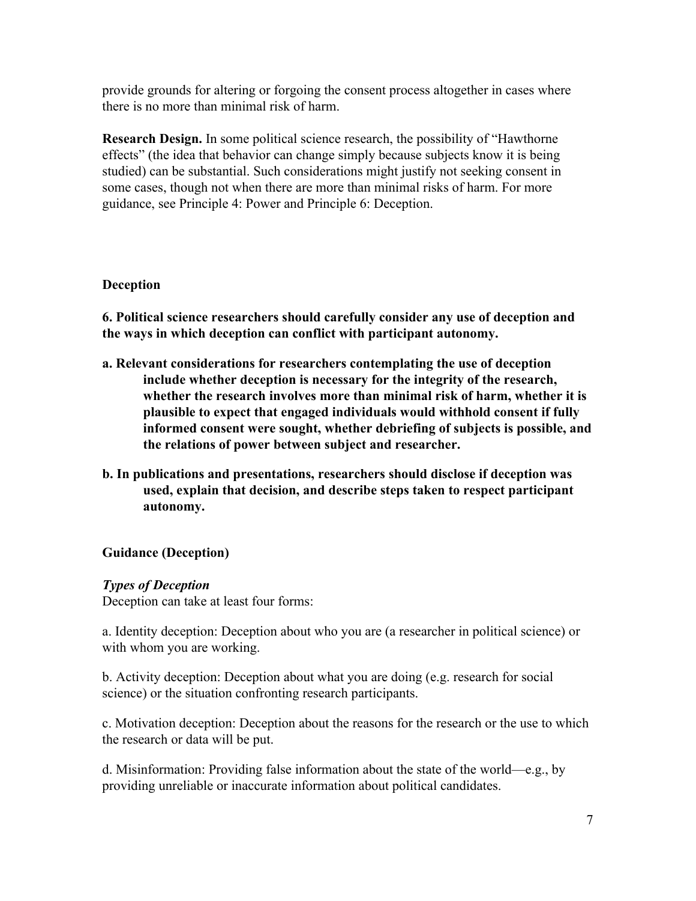provide grounds for altering or forgoing the consent process altogether in cases where there is no more than minimal risk of harm.

**Research Design.** In some political science research, the possibility of "Hawthorne effects" (the idea that behavior can change simply because subjects know it is being studied) can be substantial. Such considerations might justify not seeking consent in some cases, though not when there are more than minimal risks of harm. For more guidance, see Principle 4: Power and Principle 6: Deception.

## Deception

**6. Political science researchers should carefully consider any use of deception and the ways in which deception can conflict with participant autonomy.**

**a. Relevant considerations for researchers contemplating the use of deception include whether deception is necessary for the integrity of the research, whether the research involves more than minimal risk of harm, whether it is plausible to expect that engaged individuals would withhold consent if fully informed consent were sought, whether debriefing of subjects is possible, and the relations of power between subject and researcher.**

**b. In publications and presentations, researchers should disclose if deception was used, explain that decision, and describe steps taken to respect participant autonomy.**

### Guidance (Deception)

***Types of Deception***

Deception can take at least four forms:

a. Identity deception: Deception about who you are (a researcher in political science) or with whom you are working.

b. Activity deception: Deception about what you are doing (e.g. research for social science) or the situation confronting research participants.

c. Motivation deception: Deception about the reasons for the research or the use to which the research or data will be put.

d. Misinformation: Providing false information about the state of the world—e.g., by providing unreliable or inaccurate information about political candidates.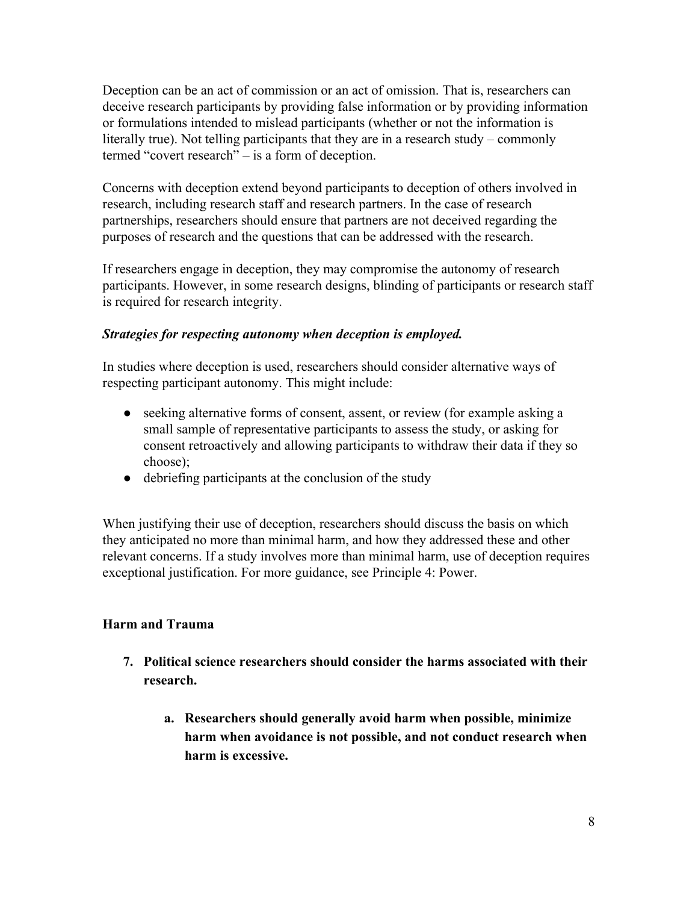Deception can be an act of commission or an act of omission. That is, researchers can deceive research participants by providing false information or by providing information or formulations intended to mislead participants (whether or not the information is literally true). Not telling participants that they are in a research study – commonly termed "covert research" – is a form of deception.

Concerns with deception extend beyond participants to deception of others involved in research, including research staff and research partners. In the case of research partnerships, researchers should ensure that partners are not deceived regarding the purposes of research and the questions that can be addressed with the research.

If researchers engage in deception, they may compromise the autonomy of research participants. However, in some research designs, blinding of participants or research staff is required for research integrity.

***Strategies for respecting autonomy when deception is employed.***

In studies where deception is used, researchers should consider alternative ways of respecting participant autonomy. This might include:

- seeking alternative forms of consent, assent, or review (for example asking a small sample of representative participants to assess the study, or asking for consent retroactively and allowing participants to withdraw their data if they so choose);
- debriefing participants at the conclusion of the study

When justifying their use of deception, researchers should discuss the basis on which they anticipated no more than minimal harm, and how they addressed these and other relevant concerns. If a study involves more than minimal harm, use of deception requires exceptional justification. For more guidance, see Principle 4: Power.

### Harm and Trauma

7. **Political science researchers should consider the harms associated with their research.**

    a. **Researchers should generally avoid harm when possible, minimize harm when avoidance is not possible, and not conduct research when harm is excessive.**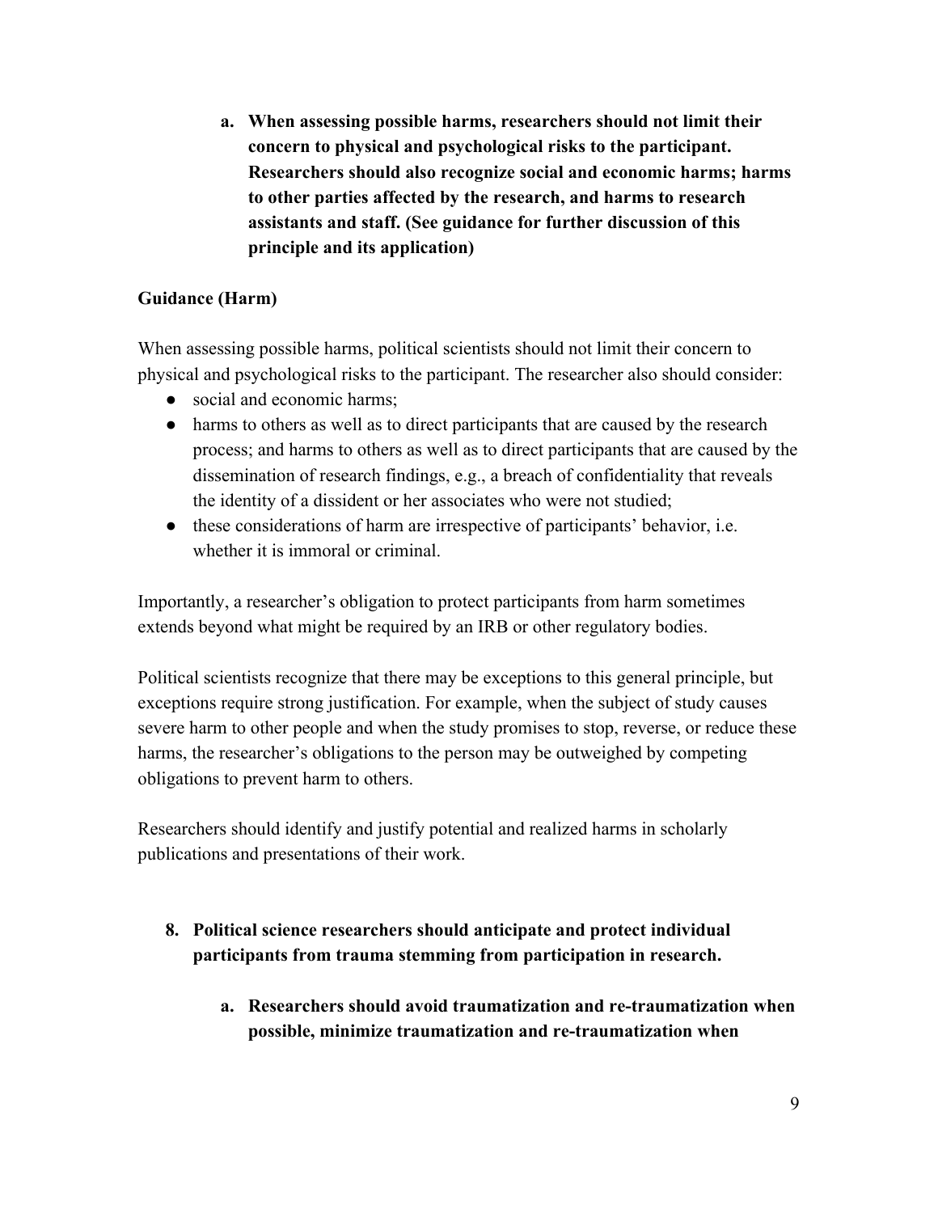a. **When assessing possible harms, researchers should not limit their concern to physical and psychological risks to the participant. Researchers should also recognize social and economic harms; harms to other parties affected by the research, and harms to research assistants and staff. (See guidance for further discussion of this principle and its application)**

**Guidance (Harm)**

When assessing possible harms, political scientists should not limit their concern to physical and psychological risks to the participant. The researcher also should consider:

- social and economic harms;
- harms to others as well as to direct participants that are caused by the research process; and harms to others as well as to direct participants that are caused by the dissemination of research findings, e.g., a breach of confidentiality that reveals the identity of a dissident or her associates who were not studied;
- these considerations of harm are irrespective of participants' behavior, i.e. whether it is immoral or criminal.

Importantly, a researcher's obligation to protect participants from harm sometimes extends beyond what might be required by an IRB or other regulatory bodies.

Political scientists recognize that there may be exceptions to this general principle, but exceptions require strong justification. For example, when the subject of study causes severe harm to other people and when the study promises to stop, reverse, or reduce these harms, the researcher's obligations to the person may be outweighed by competing obligations to prevent harm to others.

Researchers should identify and justify potential and realized harms in scholarly publications and presentations of their work.

8. **Political science researchers should anticipate and protect individual participants from trauma stemming from participation in research.**

   a. **Researchers should avoid traumatization and re-traumatization when possible, minimize traumatization and re-traumatization when**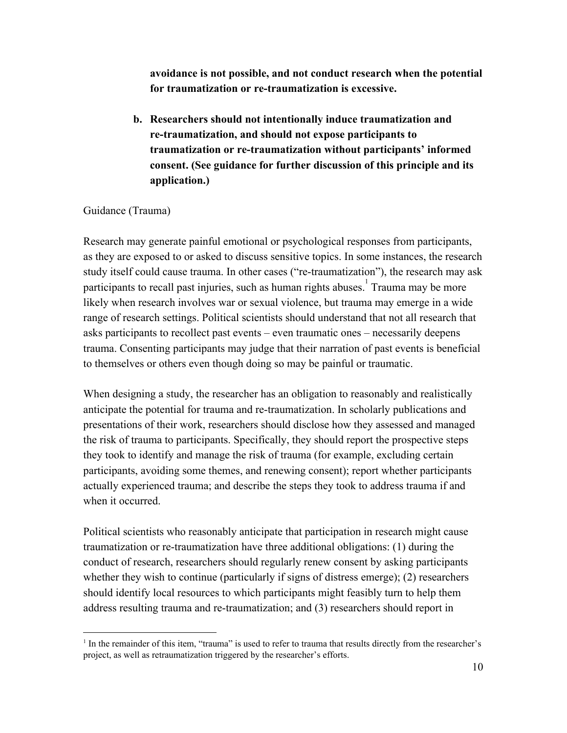**avoidance is not possible, and not conduct research when the potential for traumatization or re-traumatization is excessive.**

**b. Researchers should not intentionally induce traumatization and re-traumatization, and should not expose participants to traumatization or re-traumatization without participants' informed consent. (See guidance for further discussion of this principle and its application.)**

Guidance (Trauma)

Research may generate painful emotional or psychological responses from participants, as they are exposed to or asked to discuss sensitive topics. In some instances, the research study itself could cause trauma. In other cases ("re-traumatization"), the research may ask participants to recall past injuries, such as human rights abuses.[1] Trauma may be more likely when research involves war or sexual violence, but trauma may emerge in a wide range of research settings. Political scientists should understand that not all research that asks participants to recollect past events – even traumatic ones – necessarily deepens trauma. Consenting participants may judge that their narration of past events is beneficial to themselves or others even though doing so may be painful or traumatic.

When designing a study, the researcher has an obligation to reasonably and realistically anticipate the potential for trauma and re-traumatization. In scholarly publications and presentations of their work, researchers should disclose how they assessed and managed the risk of trauma to participants. Specifically, they should report the prospective steps they took to identify and manage the risk of trauma (for example, excluding certain participants, avoiding some themes, and renewing consent); report whether participants actually experienced trauma; and describe the steps they took to address trauma if and when it occurred.

Political scientists who reasonably anticipate that participation in research might cause traumatization or re-traumatization have three additional obligations: (1) during the conduct of research, researchers should regularly renew consent by asking participants whether they wish to continue (particularly if signs of distress emerge); (2) researchers should identify local resources to which participants might feasibly turn to help them address resulting trauma and re-traumatization; and (3) researchers should report in

---

[1] In the remainder of this item, "trauma" is used to refer to trauma that results directly from the researcher's project, as well as retraumatization triggered by the researcher's efforts.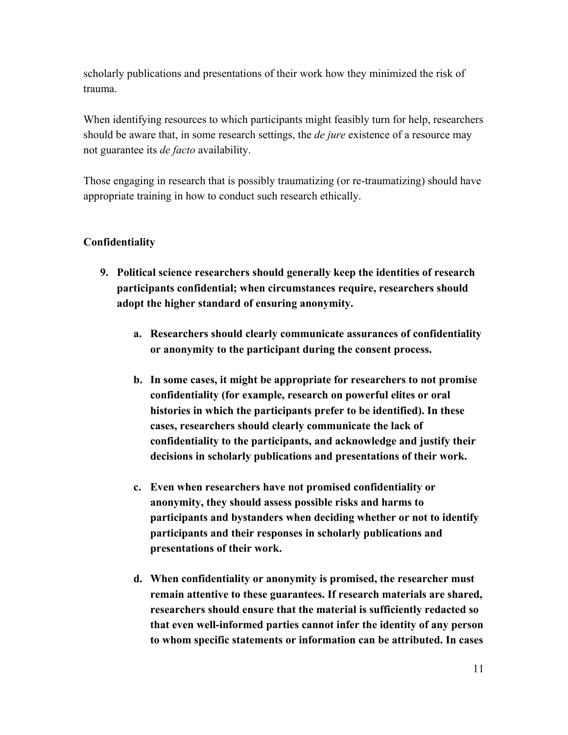scholarly publications and presentations of their work how they minimized the risk of trauma.

When identifying resources to which participants might feasibly turn for help, researchers should be aware that, in some research settings, the *de jure* existence of a resource may not guarantee its *de facto* availability.

Those engaging in research that is possibly traumatizing (or re-traumatizing) should have appropriate training in how to conduct such research ethically.

### Confidentiality

9. **Political science researchers should generally keep the identities of research participants confidential; when circumstances require, researchers should adopt the higher standard of ensuring anonymity.**

    a. **Researchers should clearly communicate assurances of confidentiality or anonymity to the participant during the consent process.**

    b. **In some cases, it might be appropriate for researchers to not promise confidentiality (for example, research on powerful elites or oral histories in which the participants prefer to be identified). In these cases, researchers should clearly communicate the lack of confidentiality to the participants, and acknowledge and justify their decisions in scholarly publications and presentations of their work.**

    c. **Even when researchers have not promised confidentiality or anonymity, they should assess possible risks and harms to participants and bystanders when deciding whether or not to identify participants and their responses in scholarly publications and presentations of their work.**

    d. **When confidentiality or anonymity is promised, the researcher must remain attentive to these guarantees. If research materials are shared, researchers should ensure that the material is sufficiently redacted so that even well-informed parties cannot infer the identity of any person to whom specific statements or information can be attributed. In cases**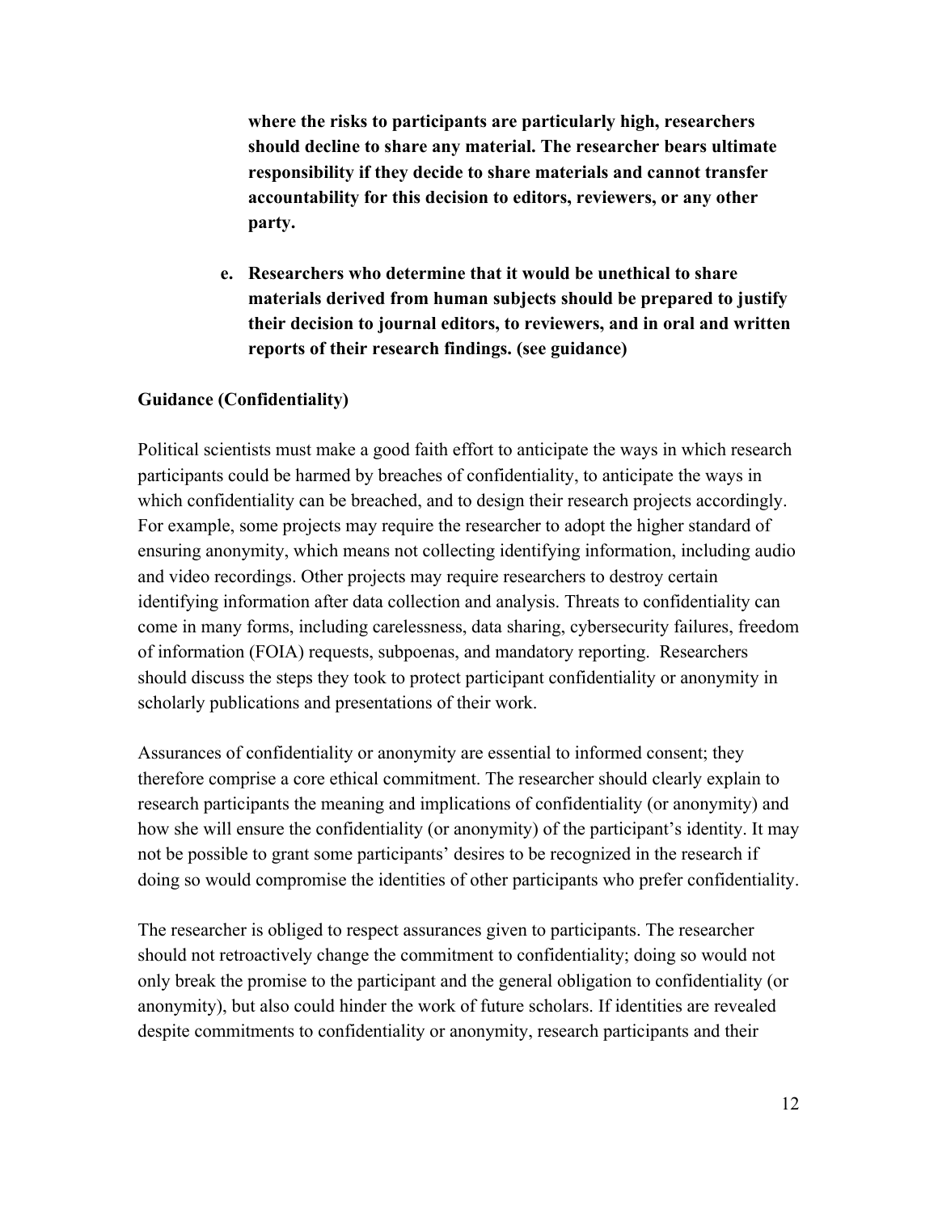**where the risks to participants are particularly high, researchers should decline to share any material. The researcher bears ultimate responsibility if they decide to share materials and cannot transfer accountability for this decision to editors, reviewers, or any other party.**

e. **Researchers who determine that it would be unethical to share materials derived from human subjects should be prepared to justify their decision to journal editors, to reviewers, and in oral and written reports of their research findings. (see guidance)**

**Guidance (Confidentiality)**

Political scientists must make a good faith effort to anticipate the ways in which research participants could be harmed by breaches of confidentiality, to anticipate the ways in which confidentiality can be breached, and to design their research projects accordingly. For example, some projects may require the researcher to adopt the higher standard of ensuring anonymity, which means not collecting identifying information, including audio and video recordings. Other projects may require researchers to destroy certain identifying information after data collection and analysis. Threats to confidentiality can come in many forms, including carelessness, data sharing, cybersecurity failures, freedom of information (FOIA) requests, subpoenas, and mandatory reporting. Researchers should discuss the steps they took to protect participant confidentiality or anonymity in scholarly publications and presentations of their work.

Assurances of confidentiality or anonymity are essential to informed consent; they therefore comprise a core ethical commitment. The researcher should clearly explain to research participants the meaning and implications of confidentiality (or anonymity) and how she will ensure the confidentiality (or anonymity) of the participant's identity. It may not be possible to grant some participants' desires to be recognized in the research if doing so would compromise the identities of other participants who prefer confidentiality.

The researcher is obliged to respect assurances given to participants. The researcher should not retroactively change the commitment to confidentiality; doing so would not only break the promise to the participant and the general obligation to confidentiality (or anonymity), but also could hinder the work of future scholars. If identities are revealed despite commitments to confidentiality or anonymity, research participants and their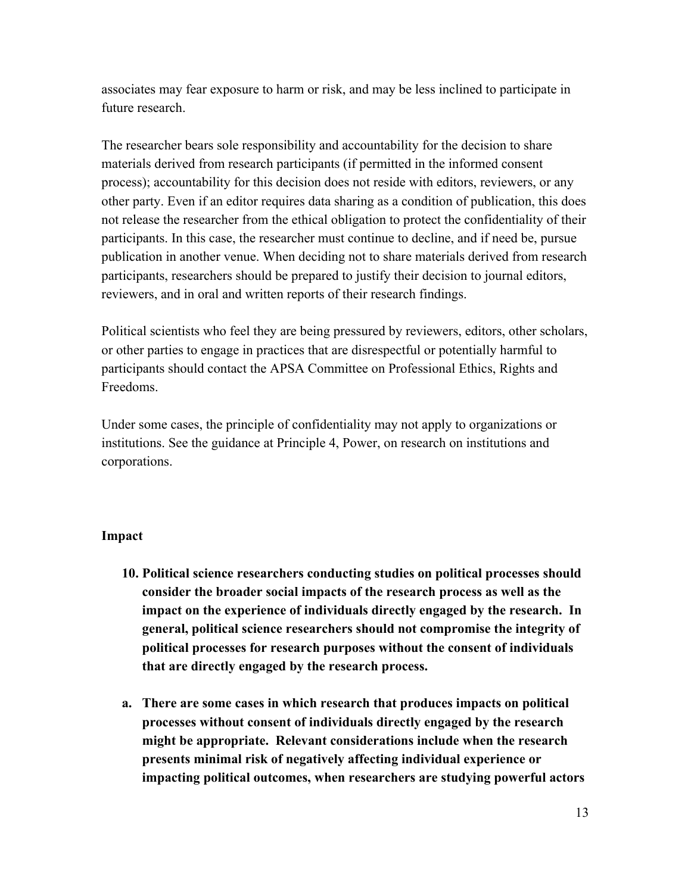associates may fear exposure to harm or risk, and may be less inclined to participate in future research.

The researcher bears sole responsibility and accountability for the decision to share materials derived from research participants (if permitted in the informed consent process); accountability for this decision does not reside with editors, reviewers, or any other party. Even if an editor requires data sharing as a condition of publication, this does not release the researcher from the ethical obligation to protect the confidentiality of their participants. In this case, the researcher must continue to decline, and if need be, pursue publication in another venue. When deciding not to share materials derived from research participants, researchers should be prepared to justify their decision to journal editors, reviewers, and in oral and written reports of their research findings.

Political scientists who feel they are being pressured by reviewers, editors, other scholars, or other parties to engage in practices that are disrespectful or potentially harmful to participants should contact the APSA Committee on Professional Ethics, Rights and Freedoms.

Under some cases, the principle of confidentiality may not apply to organizations or institutions. See the guidance at Principle 4, Power, on research on institutions and corporations.

**Impact**

10. **Political science researchers conducting studies on political processes should consider the broader social impacts of the research process as well as the impact on the experience of individuals directly engaged by the research. In general, political science researchers should not compromise the integrity of political processes for research purposes without the consent of individuals that are directly engaged by the research process.**

a. **There are some cases in which research that produces impacts on political processes without consent of individuals directly engaged by the research might be appropriate. Relevant considerations include when the research presents minimal risk of negatively affecting individual experience or impacting political outcomes, when researchers are studying powerful actors**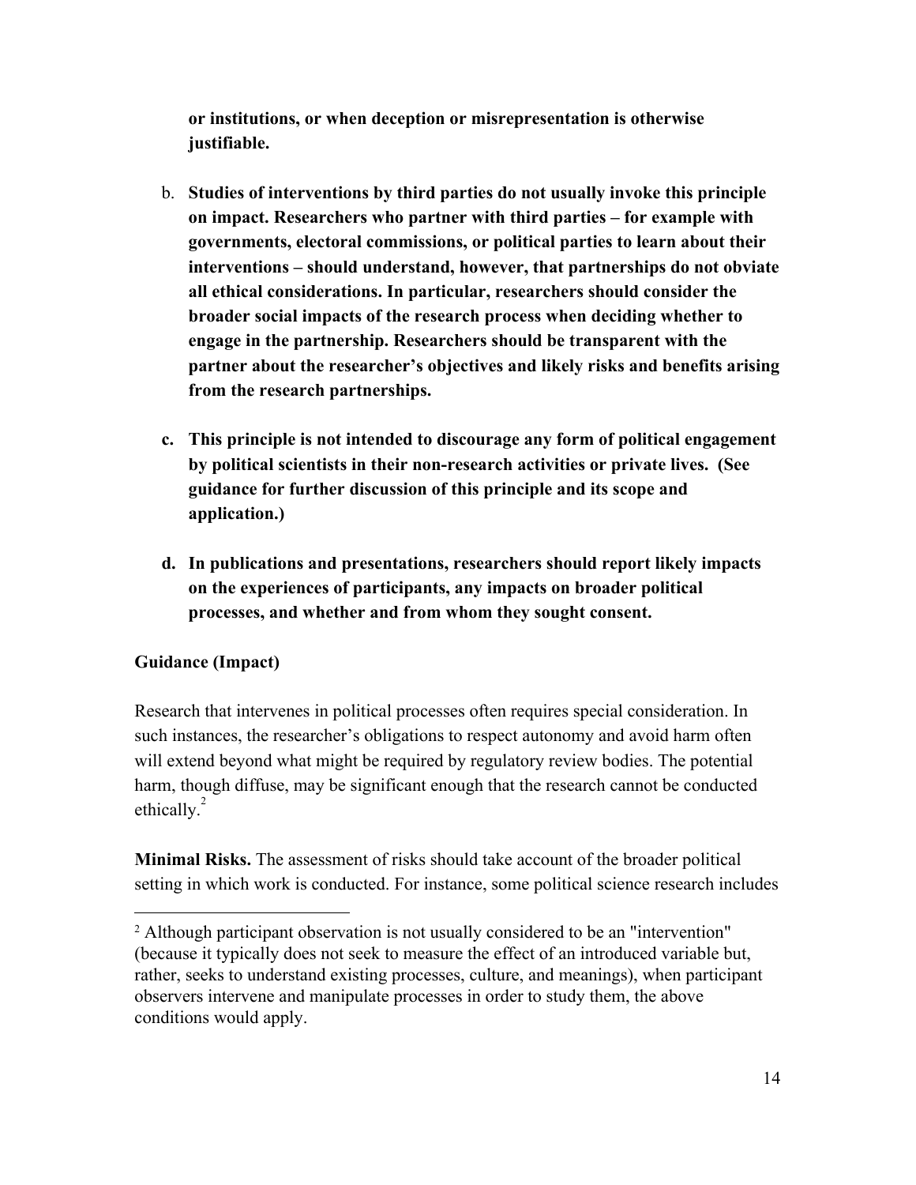**or institutions, or when deception or misrepresentation is otherwise justifiable.**

b. **Studies of interventions by third parties do not usually invoke this principle on impact. Researchers who partner with third parties – for example with governments, electoral commissions, or political parties to learn about their interventions – should understand, however, that partnerships do not obviate all ethical considerations. In particular, researchers should consider the broader social impacts of the research process when deciding whether to engage in the partnership. Researchers should be transparent with the partner about the researcher's objectives and likely risks and benefits arising from the research partnerships.**

c. **This principle is not intended to discourage any form of political engagement by political scientists in their non-research activities or private lives. (See guidance for further discussion of this principle and its scope and application.)**

d. **In publications and presentations, researchers should report likely impacts on the experiences of participants, any impacts on broader political processes, and whether and from whom they sought consent.**

**Guidance (Impact)**

Research that intervenes in political processes often requires special consideration. In such instances, the researcher's obligations to respect autonomy and avoid harm often will extend beyond what might be required by regulatory review bodies. The potential harm, though diffuse, may be significant enough that the research cannot be conducted ethically.[2]

**Minimal Risks.** The assessment of risks should take account of the broader political setting in which work is conducted. For instance, some political science research includes

[2] Although participant observation is not usually considered to be an "intervention" (because it typically does not seek to measure the effect of an introduced variable but, rather, seeks to understand existing processes, culture, and meanings), when participant observers intervene and manipulate processes in order to study them, the above conditions would apply.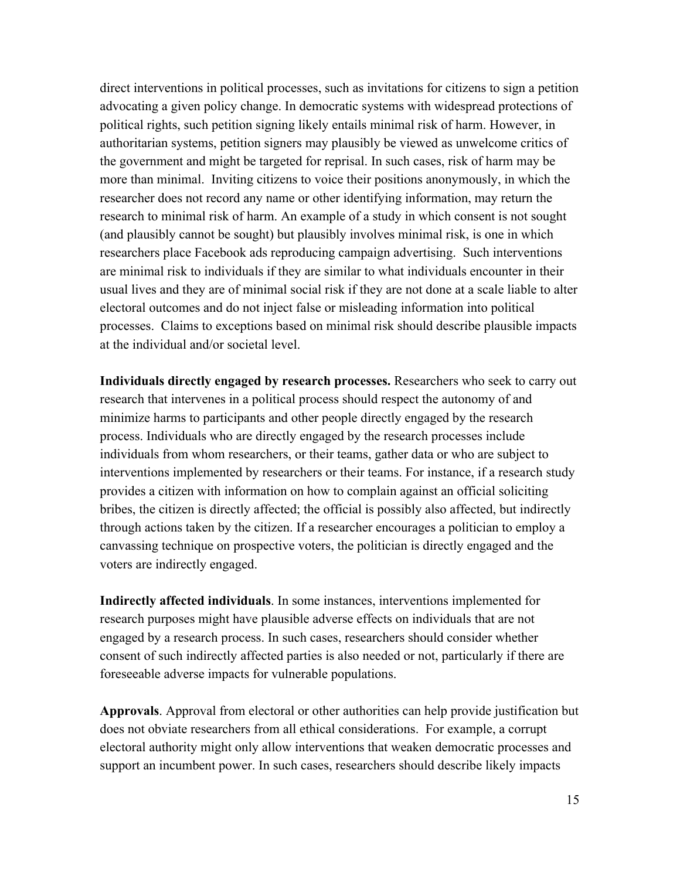direct interventions in political processes, such as invitations for citizens to sign a petition advocating a given policy change. In democratic systems with widespread protections of political rights, such petition signing likely entails minimal risk of harm. However, in authoritarian systems, petition signers may plausibly be viewed as unwelcome critics of the government and might be targeted for reprisal. In such cases, risk of harm may be more than minimal. Inviting citizens to voice their positions anonymously, in which the researcher does not record any name or other identifying information, may return the research to minimal risk of harm. An example of a study in which consent is not sought (and plausibly cannot be sought) but plausibly involves minimal risk, is one in which researchers place Facebook ads reproducing campaign advertising. Such interventions are minimal risk to individuals if they are similar to what individuals encounter in their usual lives and they are of minimal social risk if they are not done at a scale liable to alter electoral outcomes and do not inject false or misleading information into political processes. Claims to exceptions based on minimal risk should describe plausible impacts at the individual and/or societal level.

**Individuals directly engaged by research processes.** Researchers who seek to carry out research that intervenes in a political process should respect the autonomy of and minimize harms to participants and other people directly engaged by the research process. Individuals who are directly engaged by the research processes include individuals from whom researchers, or their teams, gather data or who are subject to interventions implemented by researchers or their teams. For instance, if a research study provides a citizen with information on how to complain against an official soliciting bribes, the citizen is directly affected; the official is possibly also affected, but indirectly through actions taken by the citizen. If a researcher encourages a politician to employ a canvassing technique on prospective voters, the politician is directly engaged and the voters are indirectly engaged.

**Indirectly affected individuals**. In some instances, interventions implemented for research purposes might have plausible adverse effects on individuals that are not engaged by a research process. In such cases, researchers should consider whether consent of such indirectly affected parties is also needed or not, particularly if there are foreseeable adverse impacts for vulnerable populations.

**Approvals**. Approval from electoral or other authorities can help provide justification but does not obviate researchers from all ethical considerations. For example, a corrupt electoral authority might only allow interventions that weaken democratic processes and support an incumbent power. In such cases, researchers should describe likely impacts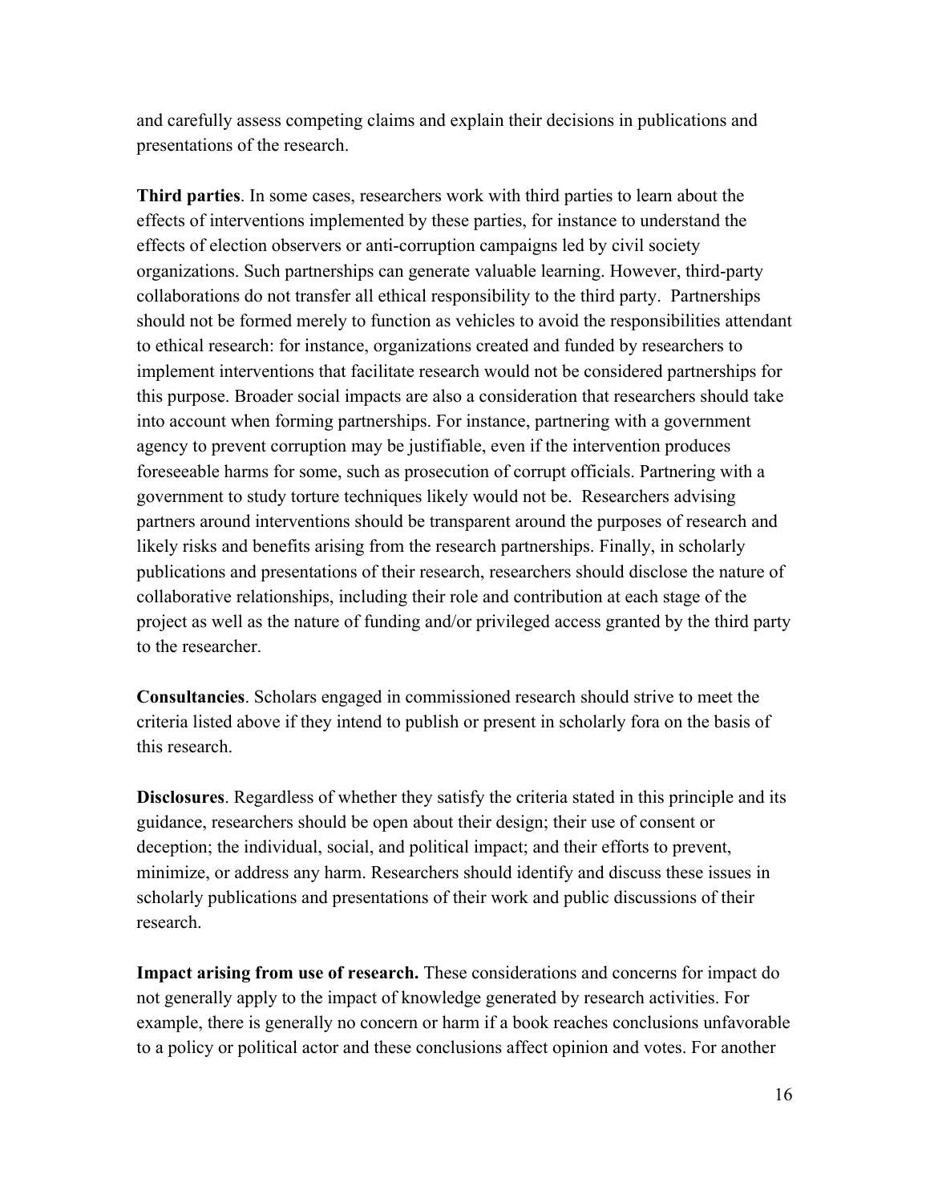and carefully assess competing claims and explain their decisions in publications and presentations of the research.

**Third parties**. In some cases, researchers work with third parties to learn about the effects of interventions implemented by these parties, for instance to understand the effects of election observers or anti-corruption campaigns led by civil society organizations. Such partnerships can generate valuable learning. However, third-party collaborations do not transfer all ethical responsibility to the third party. Partnerships should not be formed merely to function as vehicles to avoid the responsibilities attendant to ethical research: for instance, organizations created and funded by researchers to implement interventions that facilitate research would not be considered partnerships for this purpose. Broader social impacts are also a consideration that researchers should take into account when forming partnerships. For instance, partnering with a government agency to prevent corruption may be justifiable, even if the intervention produces foreseeable harms for some, such as prosecution of corrupt officials. Partnering with a government to study torture techniques likely would not be. Researchers advising partners around interventions should be transparent around the purposes of research and likely risks and benefits arising from the research partnerships. Finally, in scholarly publications and presentations of their research, researchers should disclose the nature of collaborative relationships, including their role and contribution at each stage of the project as well as the nature of funding and/or privileged access granted by the third party to the researcher.

**Consultancies**. Scholars engaged in commissioned research should strive to meet the criteria listed above if they intend to publish or present in scholarly fora on the basis of this research.

**Disclosures**. Regardless of whether they satisfy the criteria stated in this principle and its guidance, researchers should be open about their design; their use of consent or deception; the individual, social, and political impact; and their efforts to prevent, minimize, or address any harm. Researchers should identify and discuss these issues in scholarly publications and presentations of their work and public discussions of their research.

**Impact arising from use of research.** These considerations and concerns for impact do not generally apply to the impact of knowledge generated by research activities. For example, there is generally no concern or harm if a book reaches conclusions unfavorable to a policy or political actor and these conclusions affect opinion and votes. For another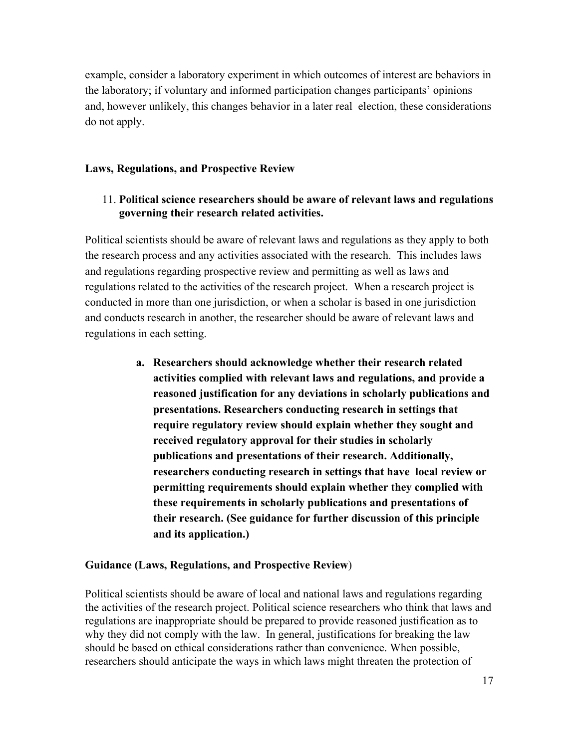example, consider a laboratory experiment in which outcomes of interest are behaviors in the laboratory; if voluntary and informed participation changes participants' opinions and, however unlikely, this changes behavior in a later real election, these considerations do not apply.

**Laws, Regulations, and Prospective Review**

11. **Political science researchers should be aware of relevant laws and regulations governing their research related activities.**

Political scientists should be aware of relevant laws and regulations as they apply to both the research process and any activities associated with the research. This includes laws and regulations regarding prospective review and permitting as well as laws and regulations related to the activities of the research project. When a research project is conducted in more than one jurisdiction, or when a scholar is based in one jurisdiction and conducts research in another, the researcher should be aware of relevant laws and regulations in each setting.

> **a. Researchers should acknowledge whether their research related activities complied with relevant laws and regulations, and provide a reasoned justification for any deviations in scholarly publications and presentations. Researchers conducting research in settings that require regulatory review should explain whether they sought and received regulatory approval for their studies in scholarly publications and presentations of their research. Additionally, researchers conducting research in settings that have local review or permitting requirements should explain whether they complied with these requirements in scholarly publications and presentations of their research. (See guidance for further discussion of this principle and its application.)**

**Guidance (Laws, Regulations, and Prospective Review)**

Political scientists should be aware of local and national laws and regulations regarding the activities of the research project. Political science researchers who think that laws and regulations are inappropriate should be prepared to provide reasoned justification as to why they did not comply with the law. In general, justifications for breaking the law should be based on ethical considerations rather than convenience. When possible, researchers should anticipate the ways in which laws might threaten the protection of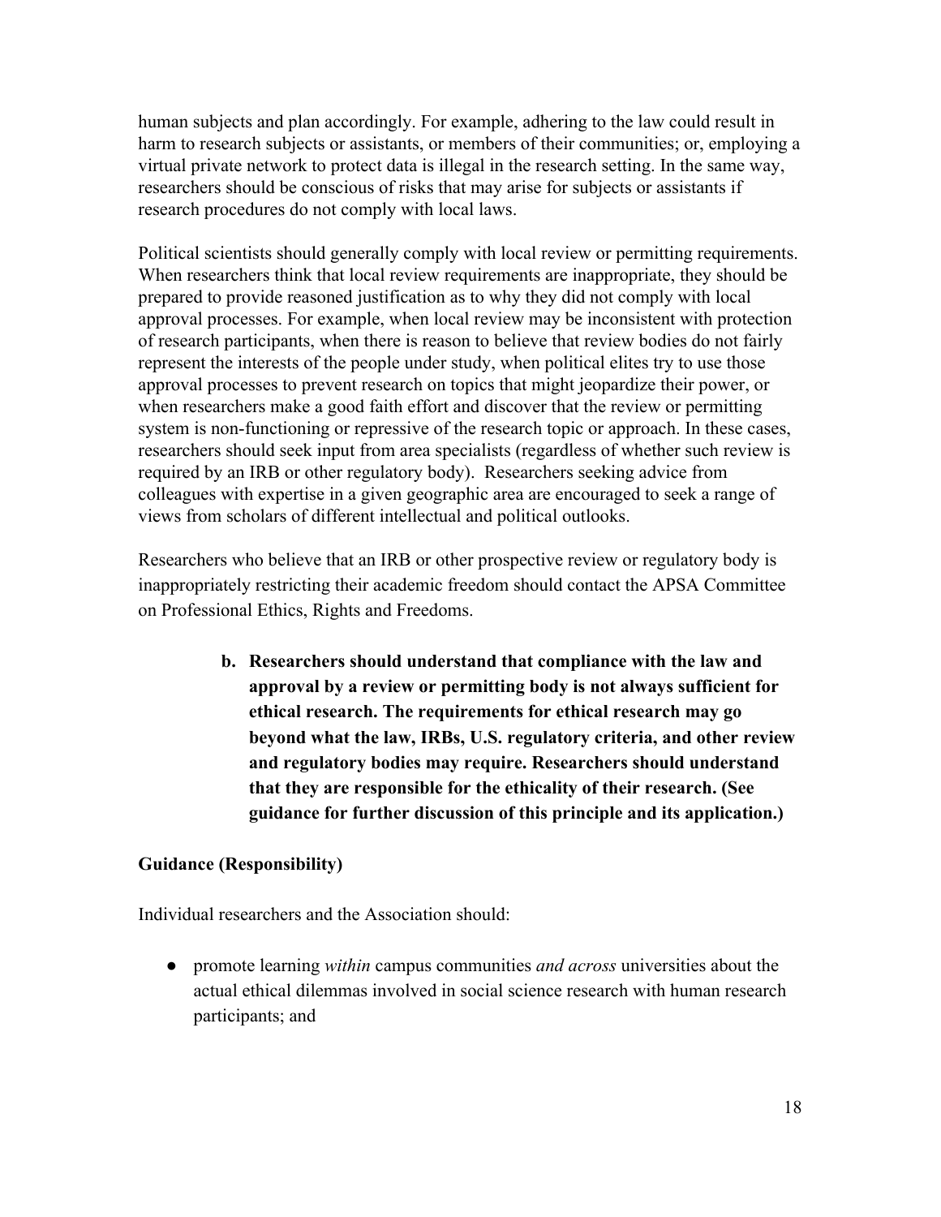human subjects and plan accordingly. For example, adhering to the law could result in harm to research subjects or assistants, or members of their communities; or, employing a virtual private network to protect data is illegal in the research setting. In the same way, researchers should be conscious of risks that may arise for subjects or assistants if research procedures do not comply with local laws.

Political scientists should generally comply with local review or permitting requirements. When researchers think that local review requirements are inappropriate, they should be prepared to provide reasoned justification as to why they did not comply with local approval processes. For example, when local review may be inconsistent with protection of research participants, when there is reason to believe that review bodies do not fairly represent the interests of the people under study, when political elites try to use those approval processes to prevent research on topics that might jeopardize their power, or when researchers make a good faith effort and discover that the review or permitting system is non-functioning or repressive of the research topic or approach. In these cases, researchers should seek input from area specialists (regardless of whether such review is required by an IRB or other regulatory body). Researchers seeking advice from colleagues with expertise in a given geographic area are encouraged to seek a range of views from scholars of different intellectual and political outlooks.

Researchers who believe that an IRB or other prospective review or regulatory body is inappropriately restricting their academic freedom should contact the APSA Committee on Professional Ethics, Rights and Freedoms.

> **b. Researchers should understand that compliance with the law and approval by a review or permitting body is not always sufficient for ethical research. The requirements for ethical research may go beyond what the law, IRBs, U.S. regulatory criteria, and other review and regulatory bodies may require. Researchers should understand that they are responsible for the ethicality of their research. (See guidance for further discussion of this principle and its application.)**

**Guidance (Responsibility)**

Individual researchers and the Association should:

- promote learning *within* campus communities *and across* universities about the actual ethical dilemmas involved in social science research with human research participants; and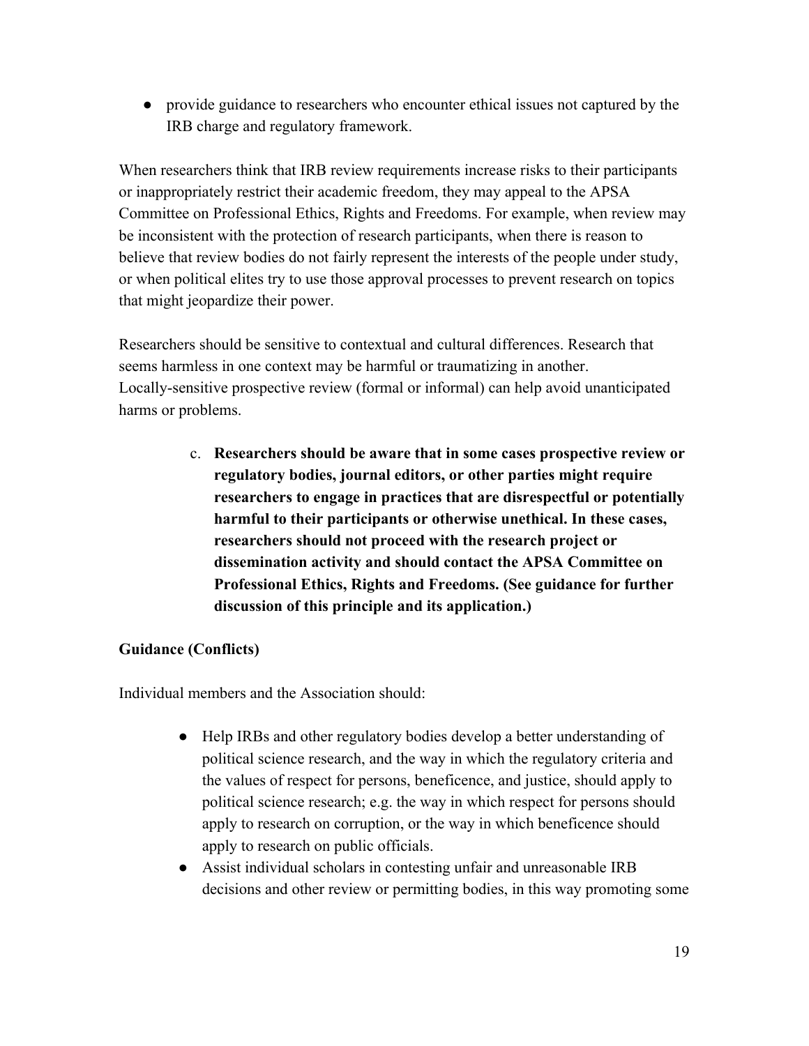- provide guidance to researchers who encounter ethical issues not captured by the IRB charge and regulatory framework.

When researchers think that IRB review requirements increase risks to their participants or inappropriately restrict their academic freedom, they may appeal to the APSA Committee on Professional Ethics, Rights and Freedoms. For example, when review may be inconsistent with the protection of research participants, when there is reason to believe that review bodies do not fairly represent the interests of the people under study, or when political elites try to use those approval processes to prevent research on topics that might jeopardize their power.

Researchers should be sensitive to contextual and cultural differences. Research that seems harmless in one context may be harmful or traumatizing in another. Locally-sensitive prospective review (formal or informal) can help avoid unanticipated harms or problems.

c. **Researchers should be aware that in some cases prospective review or regulatory bodies, journal editors, or other parties might require researchers to engage in practices that are disrespectful or potentially harmful to their participants or otherwise unethical. In these cases, researchers should not proceed with the research project or dissemination activity and should contact the APSA Committee on Professional Ethics, Rights and Freedoms. (See guidance for further discussion of this principle and its application.)**

**Guidance (Conflicts)**

Individual members and the Association should:

- Help IRBs and other regulatory bodies develop a better understanding of political science research, and the way in which the regulatory criteria and the values of respect for persons, beneficence, and justice, should apply to political science research; e.g. the way in which respect for persons should apply to research on corruption, or the way in which beneficence should apply to research on public officials.
- Assist individual scholars in contesting unfair and unreasonable IRB decisions and other review or permitting bodies, in this way promoting some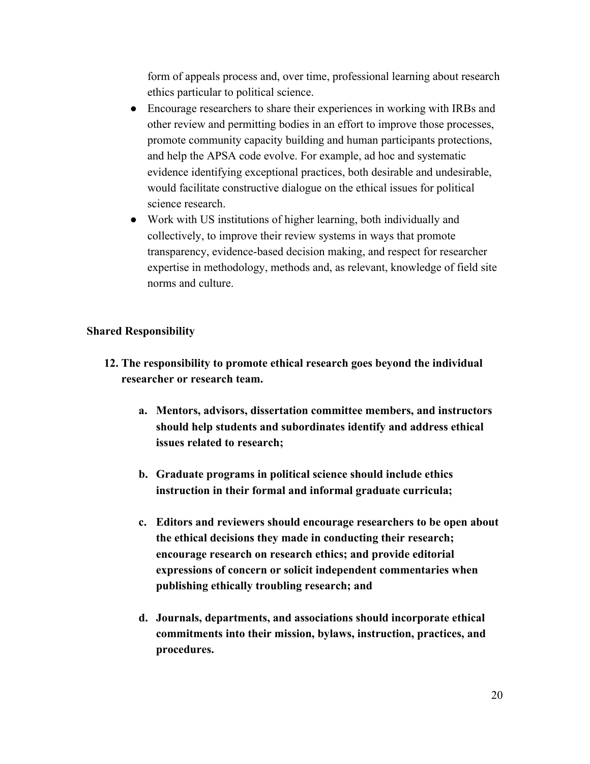form of appeals process and, over time, professional learning about research ethics particular to political science.

- Encourage researchers to share their experiences in working with IRBs and other review and permitting bodies in an effort to improve those processes, promote community capacity building and human participants protections, and help the APSA code evolve. For example, ad hoc and systematic evidence identifying exceptional practices, both desirable and undesirable, would facilitate constructive dialogue on the ethical issues for political science research.
- Work with US institutions of higher learning, both individually and collectively, to improve their review systems in ways that promote transparency, evidence-based decision making, and respect for researcher expertise in methodology, methods and, as relevant, knowledge of field site norms and culture.

**Shared Responsibility**

12. **The responsibility to promote ethical research goes beyond the individual researcher or research team.**

    a. **Mentors, advisors, dissertation committee members, and instructors should help students and subordinates identify and address ethical issues related to research;**

    b. **Graduate programs in political science should include ethics instruction in their formal and informal graduate curricula;**

    c. **Editors and reviewers should encourage researchers to be open about the ethical decisions they made in conducting their research; encourage research on research ethics; and provide editorial expressions of concern or solicit independent commentaries when publishing ethically troubling research; and**

    d. **Journals, departments, and associations should incorporate ethical commitments into their mission, bylaws, instruction, practices, and procedures.**